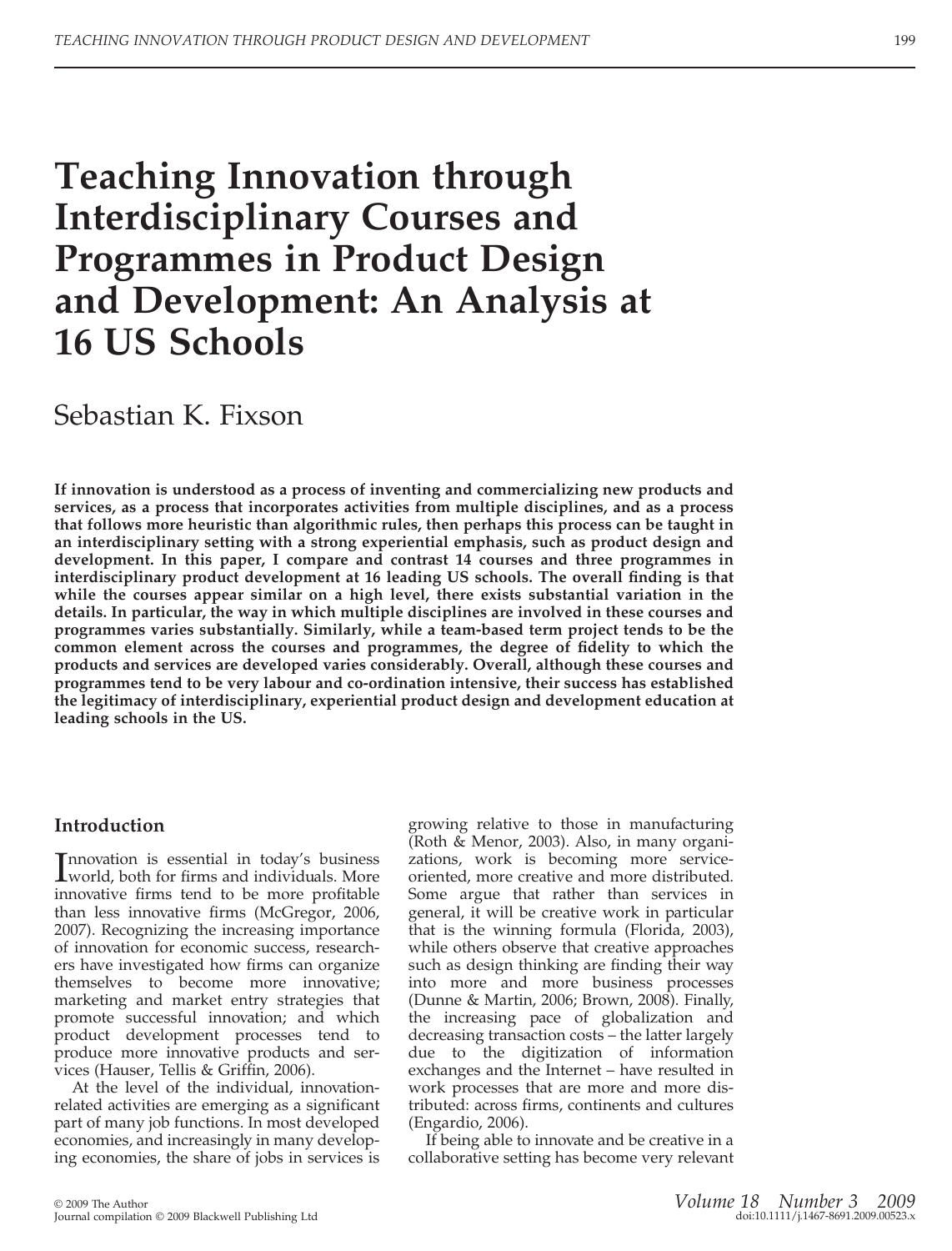# Teaching Innovation through Interdisciplinary Courses and Programmes in Product Design and Development: An Analysis at 16 US Schools

Sebastian K. Fixson

**If innovation is understood as a process of inventing and commercializing new products and services, as a process that incorporates activities from multiple disciplines, and as a process that follows more heuristic than algorithmic rules, then perhaps this process can be taught in an interdisciplinary setting with a strong experiential emphasis, such as product design and development. In this paper, I compare and contrast 14 courses and three programmes in interdisciplinary product development at 16 leading US schools. The overall finding is that while the courses appear similar on a high level, there exists substantial variation in the details. In particular, the way in which multiple disciplines are involved in these courses and programmes varies substantially. Similarly, while a team-based term project tends to be the common element across the courses and programmes, the degree of fidelity to which the products and services are developed varies considerably. Overall, although these courses and programmes tend to be very labour and co-ordination intensive, their success has established the legitimacy of interdisciplinary, experiential product design and development education at leading schools in the US.**

## Introduction

Innovation is essential in today's business world, both for firms and individuals. More innovative firms tend to be more profitable than less innovative firms (McGregor, 2006, 2007). Recognizing the increasing importance of innovation for economic success, researchers have investigated how firms can organize themselves to become more innovative; marketing and market entry strategies that promote successful innovation; and which product development processes tend to produce more innovative products and services (Hauser, Tellis & Griffin, 2006).

At the level of the individual, innovation-related activities are emerging as a significant part of many job functions. In most developed economies, and increasingly in many developing economies, the share of jobs in services is growing relative to those in manufacturing (Roth & Menor, 2003). Also, in many organizations, work is becoming more service-oriented, more creative and more distributed. Some argue that rather than services in general, it will be creative work in particular that is the winning formula (Florida, 2003), while others observe that creative approaches such as design thinking are finding their way into more and more business processes (Dunne & Martin, 2006; Brown, 2008). Finally, the increasing pace of globalization and decreasing transaction costs – the latter largely due to the digitization of information exchanges and the Internet – have resulted in work processes that are more and more distributed: across firms, continents and cultures (Engardio, 2006).

If being able to innovate and be creative in a collaborative setting has become very relevant

© 2009 The Author
Journal compilation © 2009 Blackwell Publishing Ltd
doi:10.1111/j.1467-8691.2009.00523.x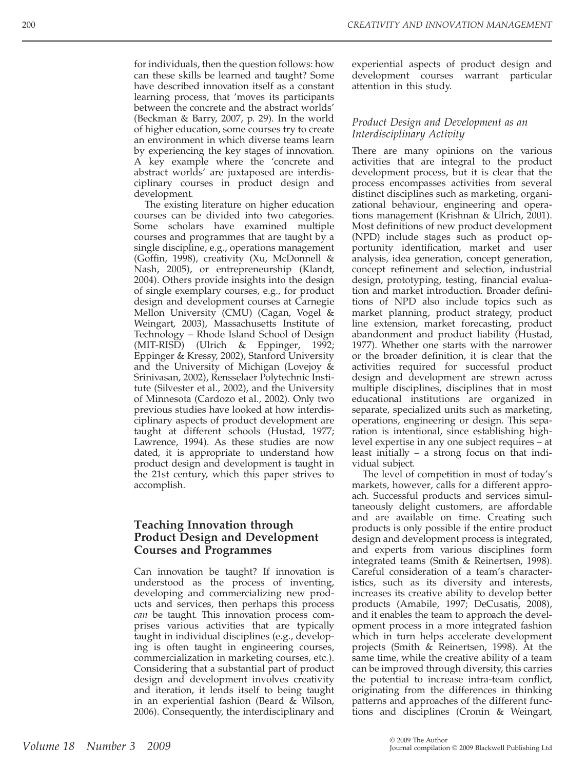for individuals, then the question follows: how can these skills be learned and taught? Some have described innovation itself as a constant learning process, that 'moves its participants between the concrete and the abstract worlds' (Beckman & Barry, 2007, p. 29). In the world of higher education, some courses try to create an environment in which diverse teams learn by experiencing the key stages of innovation. A key example where the 'concrete and abstract worlds' are juxtaposed are interdisciplinary courses in product design and development.

The existing literature on higher education courses can be divided into two categories. Some scholars have examined multiple courses and programmes that are taught by a single discipline, e.g., operations management (Goffin, 1998), creativity (Xu, McDonnell & Nash, 2005), or entrepreneurship (Klandt, 2004). Others provide insights into the design of single exemplary courses, e.g., for product design and development courses at Carnegie Mellon University (CMU) (Cagan, Vogel & Weingart, 2003), Massachusetts Institute of Technology – Rhode Island School of Design (MIT-RISD) (Ulrich & Eppinger, 1992; Eppinger & Kressy, 2002), Stanford University and the University of Michigan (Lovejoy & Srinivasan, 2002), Rensselaer Polytechnic Institute (Silvester et al., 2002), and the University of Minnesota (Cardozo et al., 2002). Only two previous studies have looked at how interdisciplinary aspects of product development are taught at different schools (Hustad, 1977; Lawrence, 1994). As these studies are now dated, it is appropriate to understand how product design and development is taught in the 21st century, which this paper strives to accomplish.

## Teaching Innovation through Product Design and Development Courses and Programmes

Can innovation be taught? If innovation is understood as the process of inventing, developing and commercializing new products and services, then perhaps this process *can* be taught. This innovation process comprises various activities that are typically taught in individual disciplines (e.g., developing is often taught in engineering courses, commercialization in marketing courses, etc.). Considering that a substantial part of product design and development involves creativity and iteration, it lends itself to being taught in an experiential fashion (Beard & Wilson, 2006). Consequently, the interdisciplinary and experiential aspects of product design and development courses warrant particular attention in this study.

### *Product Design and Development as an Interdisciplinary Activity*

There are many opinions on the various activities that are integral to the product development process, but it is clear that the process encompasses activities from several distinct disciplines such as marketing, organizational behaviour, engineering and operations management (Krishnan & Ulrich, 2001). Most definitions of new product development (NPD) include stages such as product opportunity identification, market and user analysis, idea generation, concept generation, concept refinement and selection, industrial design, prototyping, testing, financial evaluation and market introduction. Broader definitions of NPD also include topics such as market planning, product strategy, product line extension, market forecasting, product abandonment and product liability (Hustad, 1977). Whether one starts with the narrower or the broader definition, it is clear that the activities required for successful product design and development are strewn across multiple disciplines, disciplines that in most educational institutions are organized in separate, specialized units such as marketing, operations, engineering or design. This separation is intentional, since establishing high-level expertise in any one subject requires – at least initially – a strong focus on that individual subject.

The level of competition in most of today's markets, however, calls for a different approach. Successful products and services simultaneously delight customers, are affordable and are available on time. Creating such products is only possible if the entire product design and development process is integrated, and experts from various disciplines form integrated teams (Smith & Reinertsen, 1998). Careful consideration of a team's characteristics, such as its diversity and interests, increases its creative ability to develop better products (Amabile, 1997; DeCusatis, 2008), and it enables the team to approach the development process in a more integrated fashion which in turn helps accelerate development projects (Smith & Reinertsen, 1998). At the same time, while the creative ability of a team can be improved through diversity, this carries the potential to increase intra-team conflict, originating from the differences in thinking patterns and approaches of the different functions and disciplines (Cronin & Weingart,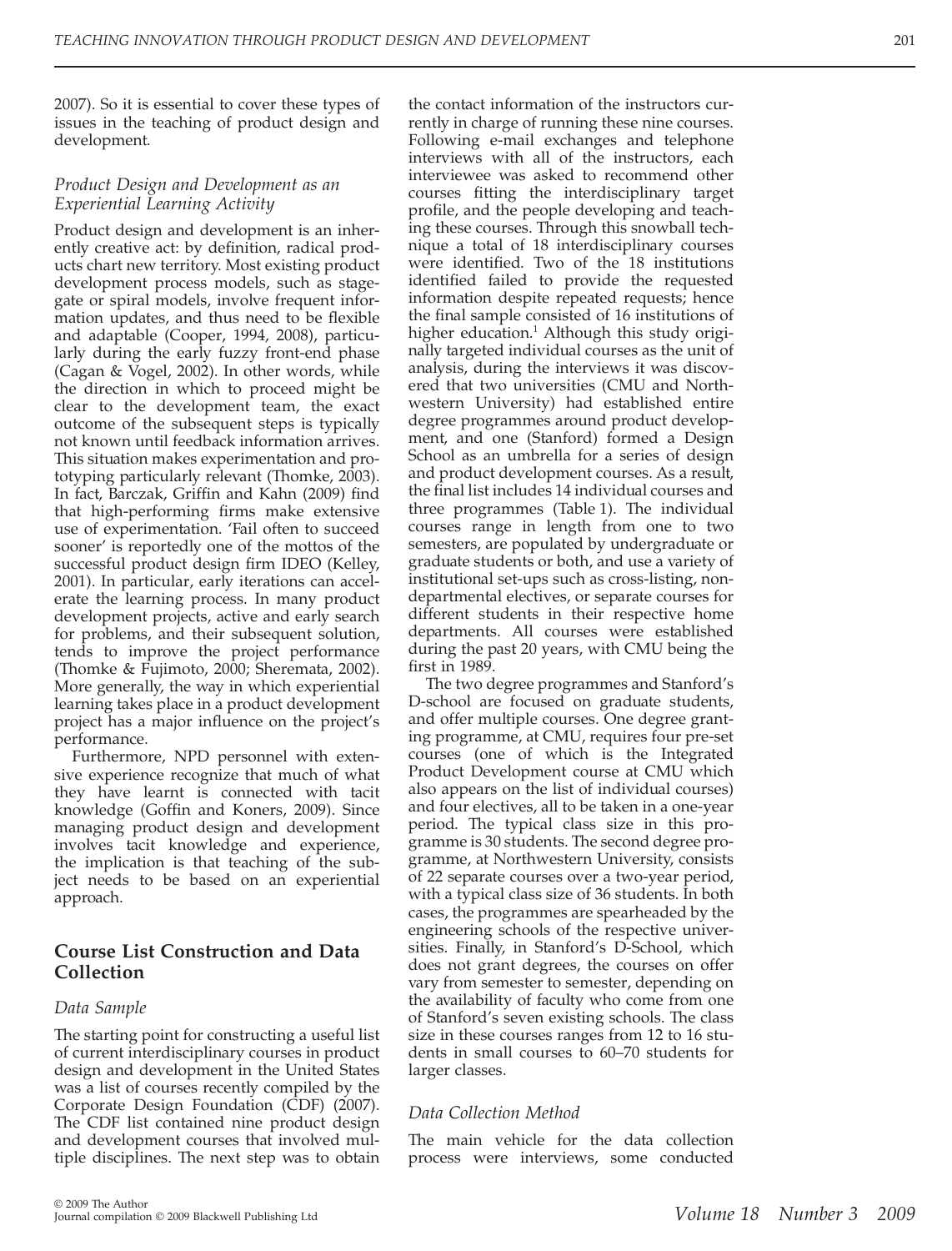2007). So it is essential to cover these types of issues in the teaching of product design and development.

### *Product Design and Development as an Experiential Learning Activity*

Product design and development is an inherently creative act: by definition, radical products chart new territory. Most existing product development process models, such as stage-gate or spiral models, involve frequent information updates, and thus need to be flexible and adaptable (Cooper, 1994, 2008), particularly during the early fuzzy front-end phase (Cagan & Vogel, 2002). In other words, while the direction in which to proceed might be clear to the development team, the exact outcome of the subsequent steps is typically not known until feedback information arrives. This situation makes experimentation and prototyping particularly relevant (Thomke, 2003). In fact, Barczak, Griffin and Kahn (2009) find that high-performing firms make extensive use of experimentation. 'Fail often to succeed sooner' is reportedly one of the mottos of the successful product design firm IDEO (Kelley, 2001). In particular, early iterations can accelerate the learning process. In many product development projects, active and early search for problems, and their subsequent solution, tends to improve the project performance (Thomke & Fujimoto, 2000; Sheremata, 2002). More generally, the way in which experiential learning takes place in a product development project has a major influence on the project's performance.

Furthermore, NPD personnel with extensive experience recognize that much of what they have learnt is connected with tacit knowledge (Goffin and Koners, 2009). Since managing product design and development involves tacit knowledge and experience, the implication is that teaching of the subject needs to be based on an experiential approach.

## Course List Construction and Data Collection

### *Data Sample*

The starting point for constructing a useful list of current interdisciplinary courses in product design and development in the United States was a list of courses recently compiled by the Corporate Design Foundation (CDF) (2007). The CDF list contained nine product design and development courses that involved multiple disciplines. The next step was to obtain the contact information of the instructors currently in charge of running these nine courses. Following e-mail exchanges and telephone interviews with all of the instructors, each interviewee was asked to recommend other courses fitting the interdisciplinary target profile, and the people developing and teaching these courses. Through this snowball technique a total of 18 interdisciplinary courses were identified. Two of the 18 institutions identified failed to provide the requested information despite repeated requests; hence the final sample consisted of 16 institutions of higher education.[1] Although this study originally targeted individual courses as the unit of analysis, during the interviews it was discovered that two universities (CMU and Northwestern University) had established entire degree programmes around product development, and one (Stanford) formed a Design School as an umbrella for a series of design and product development courses. As a result, the final list includes 14 individual courses and three programmes (Table 1). The individual courses range in length from one to two semesters, are populated by undergraduate or graduate students or both, and use a variety of institutional set-ups such as cross-listing, non-departmental electives, or separate courses for different students in their respective home departments. All courses were established during the past 20 years, with CMU being the first in 1989.

The two degree programmes and Stanford's D-school are focused on graduate students, and offer multiple courses. One degree granting programme, at CMU, requires four pre-set courses (one of which is the Integrated Product Development course at CMU which also appears on the list of individual courses) and four electives, all to be taken in a one-year period. The typical class size in this programme is 30 students. The second degree programme, at Northwestern University, consists of 22 separate courses over a two-year period, with a typical class size of 36 students. In both cases, the programmes are spearheaded by the engineering schools of the respective universities. Finally, in Stanford's D-School, which does not grant degrees, the courses on offer vary from semester to semester, depending on the availability of faculty who come from one of Stanford's seven existing schools. The class size in these courses ranges from 12 to 16 students in small courses to 60–70 students for larger classes.

### *Data Collection Method*

The main vehicle for the data collection process were interviews, some conducted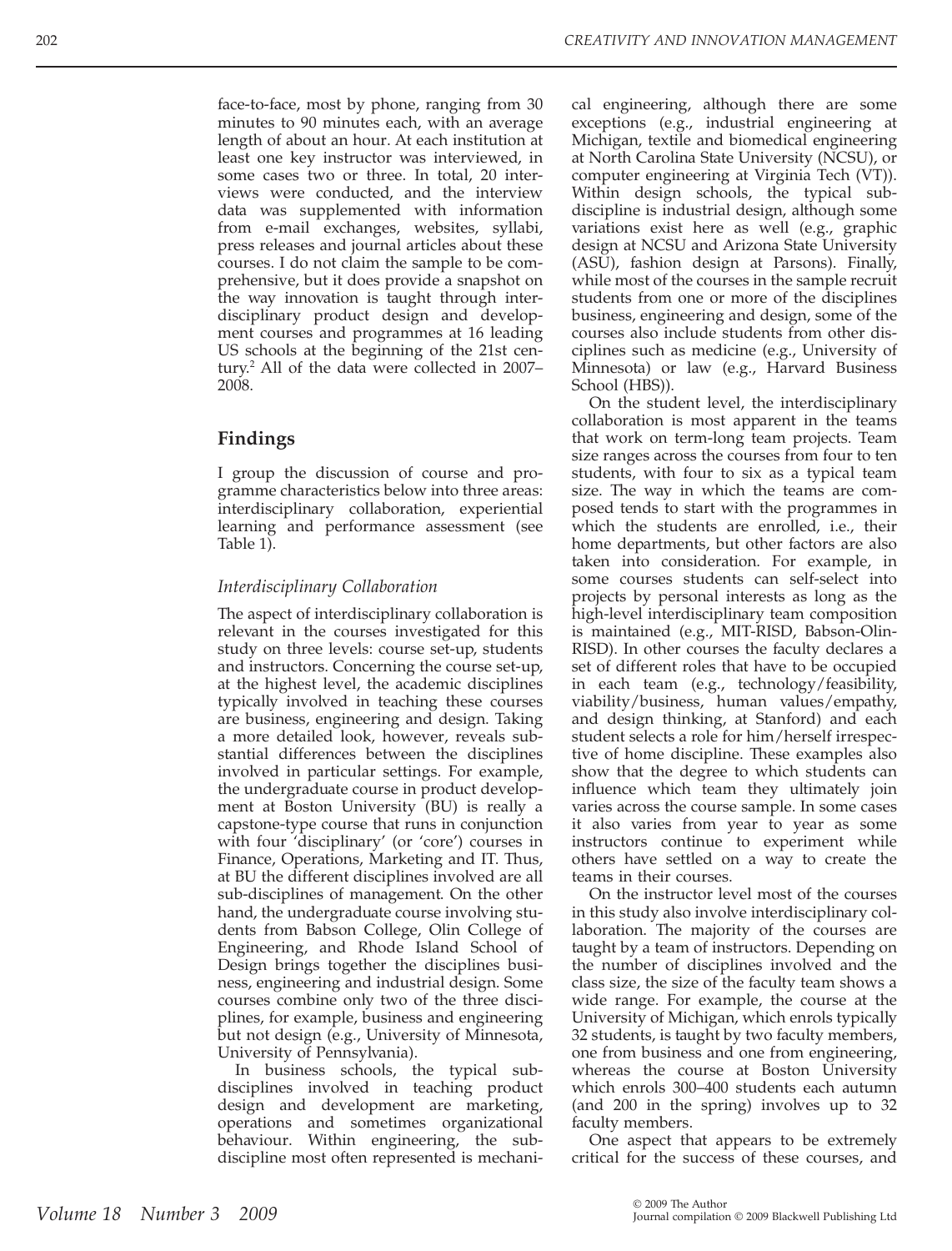face-to-face, most by phone, ranging from 30 minutes to 90 minutes each, with an average length of about an hour. At each institution at least one key instructor was interviewed, in some cases two or three. In total, 20 interviews were conducted, and the interview data was supplemented with information from e-mail exchanges, websites, syllabi, press releases and journal articles about these courses. I do not claim the sample to be comprehensive, but it does provide a snapshot on the way innovation is taught through interdisciplinary product design and development courses and programmes at 16 leading US schools at the beginning of the 21st century.[2] All of the data were collected in 2007–2008.

## Findings

I group the discussion of course and programme characteristics below into three areas: interdisciplinary collaboration, experiential learning and performance assessment (see Table 1).

### *Interdisciplinary Collaboration*

The aspect of interdisciplinary collaboration is relevant in the courses investigated for this study on three levels: course set-up, students and instructors. Concerning the course set-up, at the highest level, the academic disciplines typically involved in teaching these courses are business, engineering and design. Taking a more detailed look, however, reveals substantial differences between the disciplines involved in particular settings. For example, the undergraduate course in product development at Boston University (BU) is really a capstone-type course that runs in conjunction with four 'disciplinary' (or 'core') courses in Finance, Operations, Marketing and IT. Thus, at BU the different disciplines involved are all sub-disciplines of management. On the other hand, the undergraduate course involving students from Babson College, Olin College of Engineering, and Rhode Island School of Design brings together the disciplines business, engineering and industrial design. Some courses combine only two of the three disciplines, for example, business and engineering but not design (e.g., University of Minnesota, University of Pennsylvania).

In business schools, the typical sub-disciplines involved in teaching product design and development are marketing, operations and sometimes organizational behaviour. Within engineering, the sub-discipline most often represented is mechanical engineering, although there are some exceptions (e.g., industrial engineering at Michigan, textile and biomedical engineering at North Carolina State University (NCSU), or computer engineering at Virginia Tech (VT)). Within design schools, the typical sub-discipline is industrial design, although some variations exist here as well (e.g., graphic design at NCSU and Arizona State University (ASU), fashion design at Parsons). Finally, while most of the courses in the sample recruit students from one or more of the disciplines business, engineering and design, some of the courses also include students from other disciplines such as medicine (e.g., University of Minnesota) or law (e.g., Harvard Business School (HBS)).

On the student level, the interdisciplinary collaboration is most apparent in the teams that work on term-long team projects. Team size ranges across the courses from four to ten students, with four to six as a typical team size. The way in which the teams are composed tends to start with the programmes in which the students are enrolled, i.e., their home departments, but other factors are also taken into consideration. For example, in some courses students can self-select into projects by personal interests as long as the high-level interdisciplinary team composition is maintained (e.g., MIT-RISD, Babson-Olin-RISD). In other courses the faculty declares a set of different roles that have to be occupied in each team (e.g., technology/feasibility, viability/business, human values/empathy, and design thinking, at Stanford) and each student selects a role for him/herself irrespective of home discipline. These examples also show that the degree to which students can influence which team they ultimately join varies across the course sample. In some cases it also varies from year to year as some instructors continue to experiment while others have settled on a way to create the teams in their courses.

On the instructor level most of the courses in this study also involve interdisciplinary collaboration. The majority of the courses are taught by a team of instructors. Depending on the number of disciplines involved and the class size, the size of the faculty team shows a wide range. For example, the course at the University of Michigan, which enrols typically 32 students, is taught by two faculty members, one from business and one from engineering, whereas the course at Boston University which enrols 300–400 students each autumn (and 200 in the spring) involves up to 32 faculty members.

One aspect that appears to be extremely critical for the success of these courses, and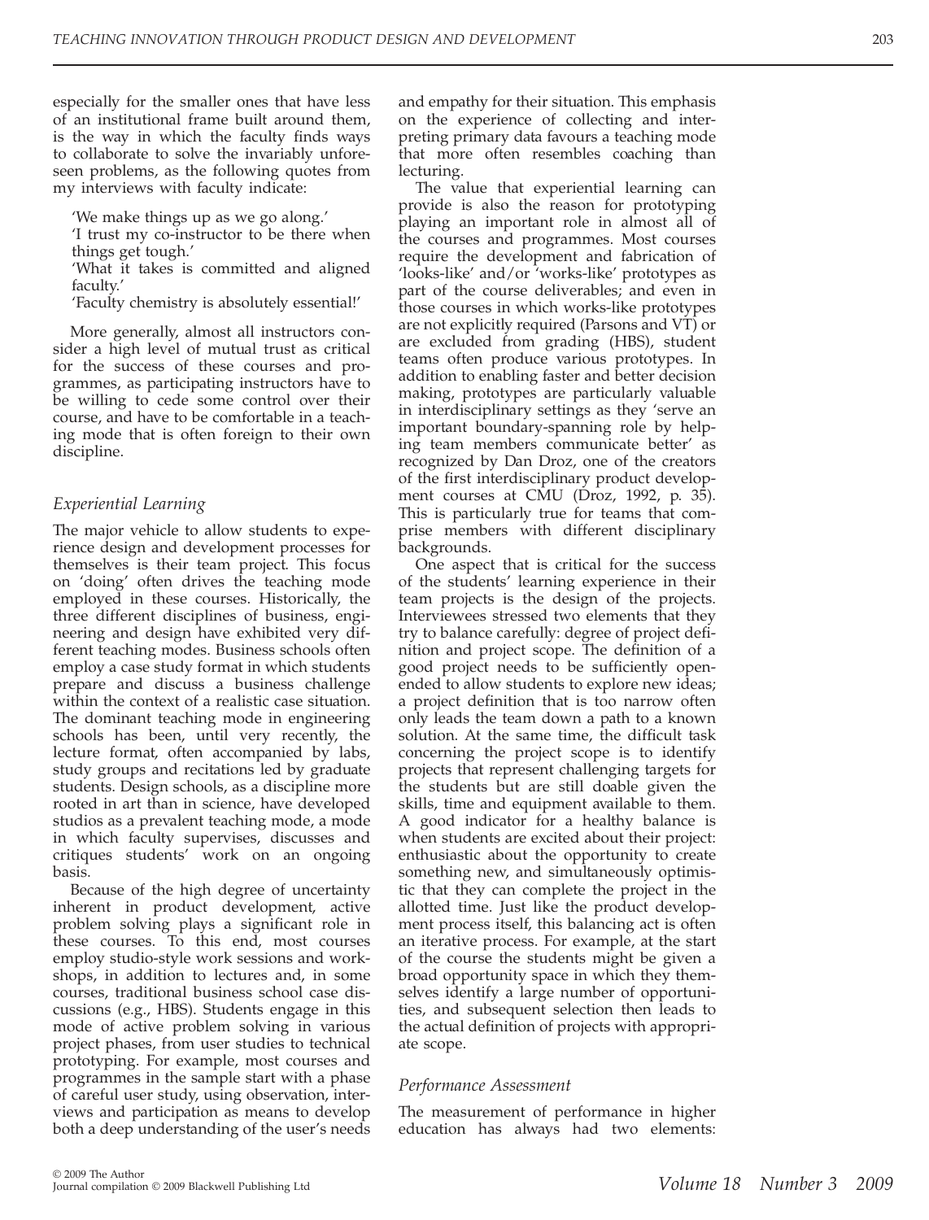especially for the smaller ones that have less of an institutional frame built around them, is the way in which the faculty finds ways to collaborate to solve the invariably unforeseen problems, as the following quotes from my interviews with faculty indicate:

> 'We make things up as we go along.'
> 'I trust my co-instructor to be there when things get tough.'
> 'What it takes is committed and aligned faculty.'
> 'Faculty chemistry is absolutely essential!'

More generally, almost all instructors consider a high level of mutual trust as critical for the success of these courses and programmes, as participating instructors have to be willing to cede some control over their course, and have to be comfortable in a teaching mode that is often foreign to their own discipline.

### *Experiential Learning*

The major vehicle to allow students to experience design and development processes for themselves is their team project. This focus on 'doing' often drives the teaching mode employed in these courses. Historically, the three different disciplines of business, engineering and design have exhibited very different teaching modes. Business schools often employ a case study format in which students prepare and discuss a business challenge within the context of a realistic case situation. The dominant teaching mode in engineering schools has been, until very recently, the lecture format, often accompanied by labs, study groups and recitations led by graduate students. Design schools, as a discipline more rooted in art than in science, have developed studios as a prevalent teaching mode, a mode in which faculty supervises, discusses and critiques students' work on an ongoing basis.

Because of the high degree of uncertainty inherent in product development, active problem solving plays a significant role in these courses. To this end, most courses employ studio-style work sessions and workshops, in addition to lectures and, in some courses, traditional business school case discussions (e.g., HBS). Students engage in this mode of active problem solving in various project phases, from user studies to technical prototyping. For example, most courses and programmes in the sample start with a phase of careful user study, using observation, interviews and participation as means to develop both a deep understanding of the user's needs and empathy for their situation. This emphasis on the experience of collecting and interpreting primary data favours a teaching mode that more often resembles coaching than lecturing.

The value that experiential learning can provide is also the reason for prototyping playing an important role in almost all of the courses and programmes. Most courses require the development and fabrication of 'looks-like' and/or 'works-like' prototypes as part of the course deliverables; and even in those courses in which works-like prototypes are not explicitly required (Parsons and VT) or are excluded from grading (HBS), student teams often produce various prototypes. In addition to enabling faster and better decision making, prototypes are particularly valuable in interdisciplinary settings as they 'serve an important boundary-spanning role by helping team members communicate better' as recognized by Dan Droz, one of the creators of the first interdisciplinary product development courses at CMU (Droz, 1992, p. 35). This is particularly true for teams that comprise members with different disciplinary backgrounds.

One aspect that is critical for the success of the students' learning experience in their team projects is the design of the projects. Interviewees stressed two elements that they try to balance carefully: degree of project definition and project scope. The definition of a good project needs to be sufficiently open-ended to allow students to explore new ideas; a project definition that is too narrow often only leads the team down a path to a known solution. At the same time, the difficult task concerning the project scope is to identify projects that represent challenging targets for the students but are still doable given the skills, time and equipment available to them. A good indicator for a healthy balance is when students are excited about their project: enthusiastic about the opportunity to create something new, and simultaneously optimistic that they can complete the project in the allotted time. Just like the product development process itself, this balancing act is often an iterative process. For example, at the start of the course the students might be given a broad opportunity space in which they themselves identify a large number of opportunities, and subsequent selection then leads to the actual definition of projects with appropriate scope.

### *Performance Assessment*

The measurement of performance in higher education has always had two elements: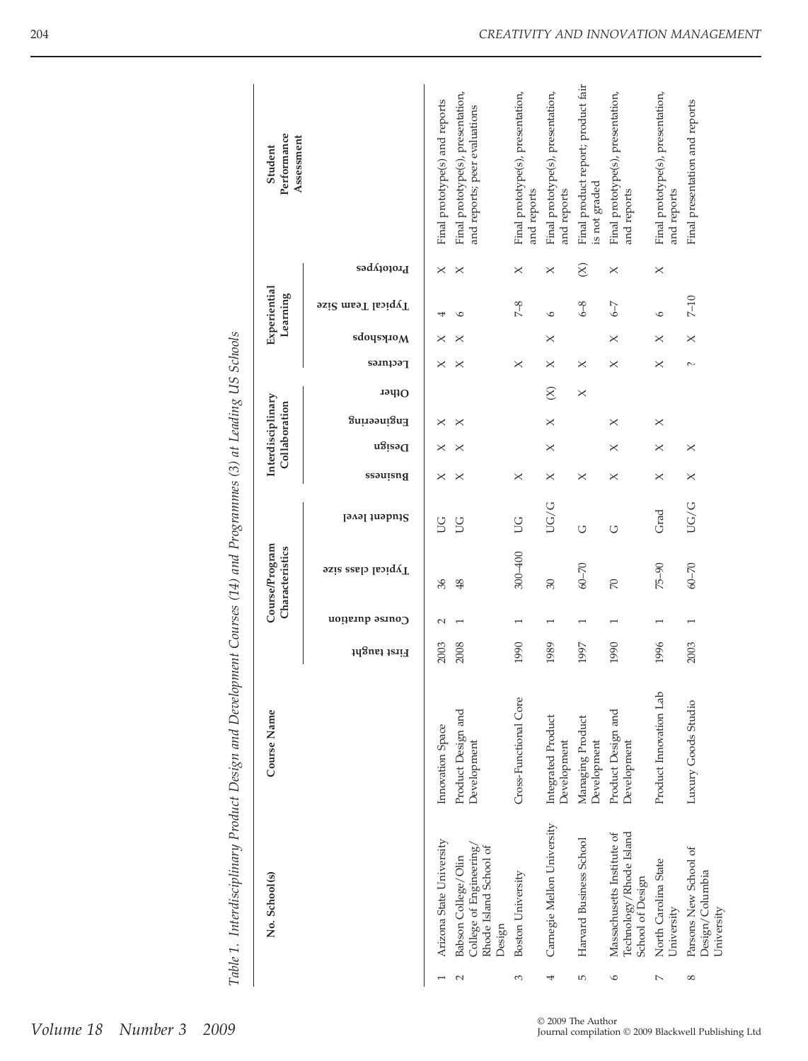*Table 1. Interdisciplinary Product Design and Development Courses (14) and Programmes (3) at Leading US Schools*

| No. | School(s) | Course Name | Course/Program Characteristics | | | | Interdisciplinary Collaboration | | | | Experiential Learning | | | | Student Performance Assessment |
|---|---|---|---|---|---|---|---|---|---|---|---|---|---|---|---|
| | | | First taught | Course duration | Typical class size | Student level | Business | Design | Engineering | Other | Lectures | Workshops | Typical Team Size | Prototypes | |
| 1 | Arizona State University | Innovation Space | 2003 | 2 | 36 | UG | X | X | X | | X | X | 4 | X | Final prototype(s) and reports |
| 2 | Babson College/Olin College of Engineering/Rhode Island School of Design | Product Design and Development | 2008 | 1 | 48 | UG | X | X | X | | X | X | 6 | X | Final prototype(s), presentation, and reports; peer evaluations |
| 3 | Boston University | Cross-Functional Core | 1990 | 1 | 300–400 | UG | X | | | | X | | 7–8 | X | Final prototype(s), presentation, and reports |
| 4 | Carnegie Mellon University | Integrated Product Development | 1989 | 1 | 30 | UG/G | X | X | X | (X) | X | X | 6 | X | Final prototype(s), presentation, and reports |
| 5 | Harvard Business School | Managing Product Development | 1997 | 1 | 60–70 | G | X | | | X | X | | 6–8 | (X) | Final product report; product fair is not graded |
| 6 | Massachusetts Institute of Technology/Rhode Island School of Design | Product Design and Development | 1990 | 1 | 70 | G | X | X | X | | X | X | 6–7 | X | Final prototype(s), presentation, and reports |
| 7 | North Carolina State University | Product Innovation Lab | 1996 | 1 | 75–90 | Grad | X | X | X | | X | X | 6 | X | Final prototype(s), presentation, and reports |
| 8 | Parsons New School of Design/Columbia University | Luxury Goods Studio | 2003 | 1 | 60–70 | UG/G | X | X | | | ? | X | 7–10 | | Final presentation and reports |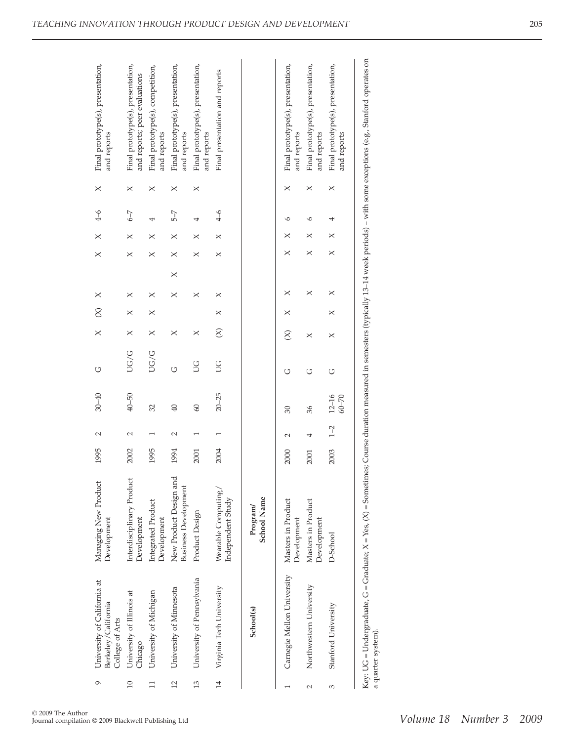| | | | | | | | | | | | | | | | |
|---|---|---|---|---|---|---|---|---|---|---|---|---|---|---|---|
| 9 | University of California at Berkeley/California College of Arts | Managing New Product Development | 1995 | 2 | 30–40 | G | X | (X) | X | | X | X | 4–6 | X | Final prototype(s), presentation, and reports |
| 10 | University of Illinois at Chicago | Interdisciplinary Product Development | 2002 | 2 | 40–50 | UG/G | X | X | X | | X | X | 6–7 | X | Final prototype(s), presentation, and reports; peer evaluations |
| 11 | University of Michigan | Integrated Product Development | 1995 | 1 | 32 | UG/G | X | X | X | | X | X | 4 | X | Final prototype(s), competition, and reports |
| 12 | University of Minnesota | New Product Design and Business Development | 1994 | 2 | 40 | G | X | | X | X | X | X | 5–7 | X | Final prototype(s), presentation, and reports |
| 13 | University of Pennsylvania | Product Design | 2001 | 1 | 60 | UG | X | | X | | X | X | 4 | X | Final prototype(s), presentation, and reports |
| 14 | Virginia Tech University | Wearable Computing/ Independent Study | 2004 | 1 | 20–25 | UG | (X) | X | X | | X | X | 4–6 | | Final presentation and reports |
| | **School(s)** | **Program/ School Name** | | | | | | | | | | | | | |
| 1 | Carnegie Mellon University | Masters in Product Development | 2000 | 2 | 30 | G | (X) | X | X | | X | X | 6 | X | Final prototype(s), presentation, and reports |
| 2 | Northwestern University | Masters in Product Development | 2001 | 4 | 36 | G | X | | X | | X | X | 6 | X | Final prototype(s), presentation, and reports |
| 3 | Stanford University | D-School | 2003 | 1–2 | 12–16 60–70 | G | X | X | X | | X | X | 4 | X | Final prototype(s), presentation, and reports |

Key: UG = Undergraduate, G = Graduate; X = Yes, (X) = Sometimes; Course duration measured in semesters (typically 13–14 week periods) – with some exceptions (e.g., Stanford operates on a quarter system).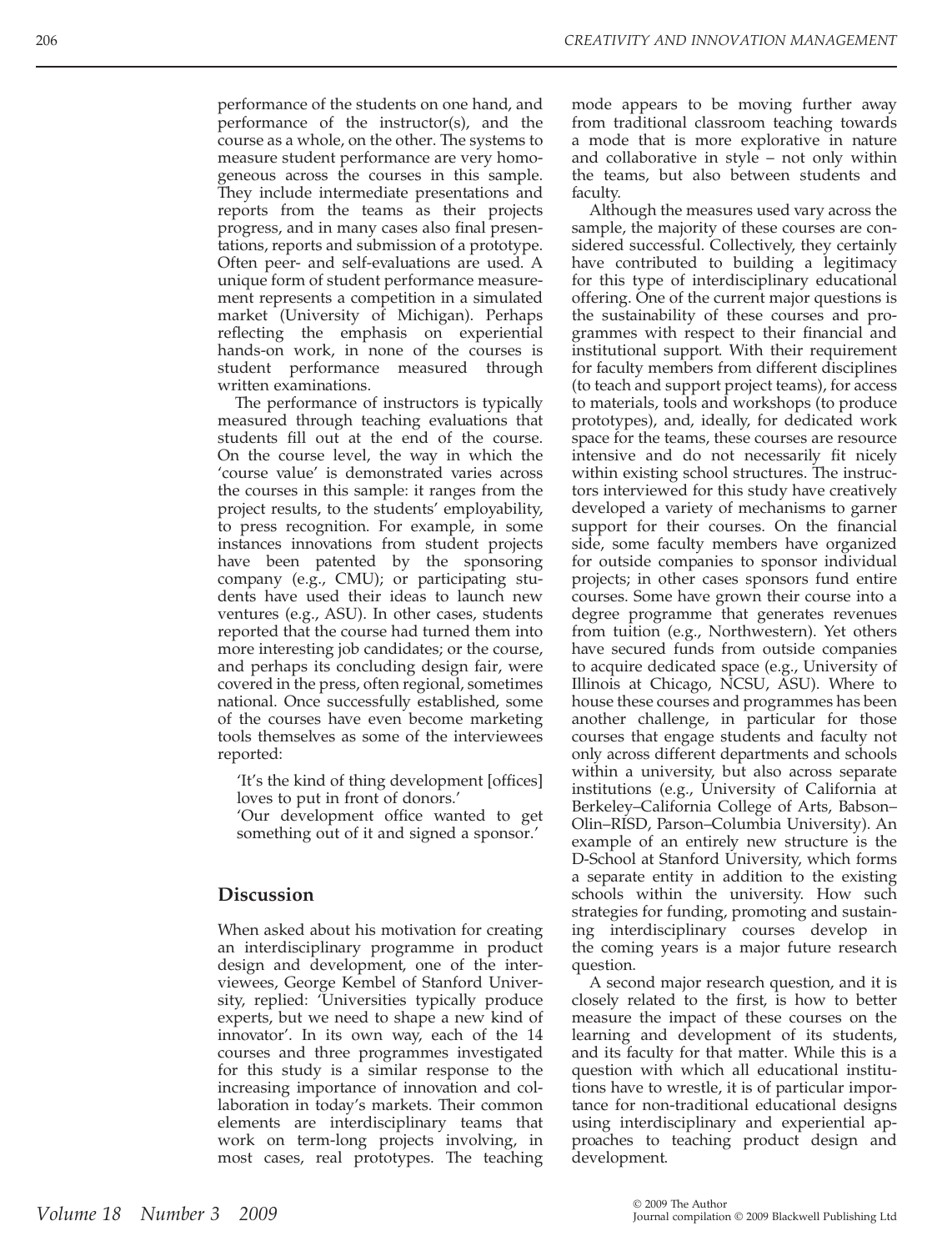performance of the students on one hand, and performance of the instructor(s), and the course as a whole, on the other. The systems to measure student performance are very homogeneous across the courses in this sample. They include intermediate presentations and reports from the teams as their projects progress, and in many cases also final presentations, reports and submission of a prototype. Often peer- and self-evaluations are used. A unique form of student performance measurement represents a competition in a simulated market (University of Michigan). Perhaps reflecting the emphasis on experiential hands-on work, in none of the courses is student performance measured through written examinations.

The performance of instructors is typically measured through teaching evaluations that students fill out at the end of the course. On the course level, the way in which the 'course value' is demonstrated varies across the courses in this sample: it ranges from the project results, to the students' employability, to press recognition. For example, in some instances innovations from student projects have been patented by the sponsoring company (e.g., CMU); or participating students have used their ideas to launch new ventures (e.g., ASU). In other cases, students reported that the course had turned them into more interesting job candidates; or the course, and perhaps its concluding design fair, were covered in the press, often regional, sometimes national. Once successfully established, some of the courses have even become marketing tools themselves as some of the interviewees reported:

> 'It's the kind of thing development [offices] loves to put in front of donors.'
>
> 'Our development office wanted to get something out of it and signed a sponsor.'

## Discussion

When asked about his motivation for creating an interdisciplinary programme in product design and development, one of the interviewees, George Kembel of Stanford University, replied: 'Universities typically produce experts, but we need to shape a new kind of innovator'. In its own way, each of the 14 courses and three programmes investigated for this study is a similar response to the increasing importance of innovation and collaboration in today's markets. Their common elements are interdisciplinary teams that work on term-long projects involving, in most cases, real prototypes. The teaching mode appears to be moving further away from traditional classroom teaching towards a mode that is more explorative in nature and collaborative in style – not only within the teams, but also between students and faculty.

Although the measures used vary across the sample, the majority of these courses are considered successful. Collectively, they certainly have contributed to building a legitimacy for this type of interdisciplinary educational offering. One of the current major questions is the sustainability of these courses and programmes with respect to their financial and institutional support. With their requirement for faculty members from different disciplines (to teach and support project teams), for access to materials, tools and workshops (to produce prototypes), and, ideally, for dedicated work space for the teams, these courses are resource intensive and do not necessarily fit nicely within existing school structures. The instructors interviewed for this study have creatively developed a variety of mechanisms to garner support for their courses. On the financial side, some faculty members have organized for outside companies to sponsor individual projects; in other cases sponsors fund entire courses. Some have grown their course into a degree programme that generates revenues from tuition (e.g., Northwestern). Yet others have secured funds from outside companies to acquire dedicated space (e.g., University of Illinois at Chicago, NCSU, ASU). Where to house these courses and programmes has been another challenge, in particular for those courses that engage students and faculty not only across different departments and schools within a university, but also across separate institutions (e.g., University of California at Berkeley–California College of Arts, Babson–Olin–RISD, Parson–Columbia University). An example of an entirely new structure is the D-School at Stanford University, which forms a separate entity in addition to the existing schools within the university. How such strategies for funding, promoting and sustaining interdisciplinary courses develop in the coming years is a major future research question.

A second major research question, and it is closely related to the first, is how to better measure the impact of these courses on the learning and development of its students, and its faculty for that matter. While this is a question with which all educational institutions have to wrestle, it is of particular importance for non-traditional educational designs using interdisciplinary and experiential approaches to teaching product design and development.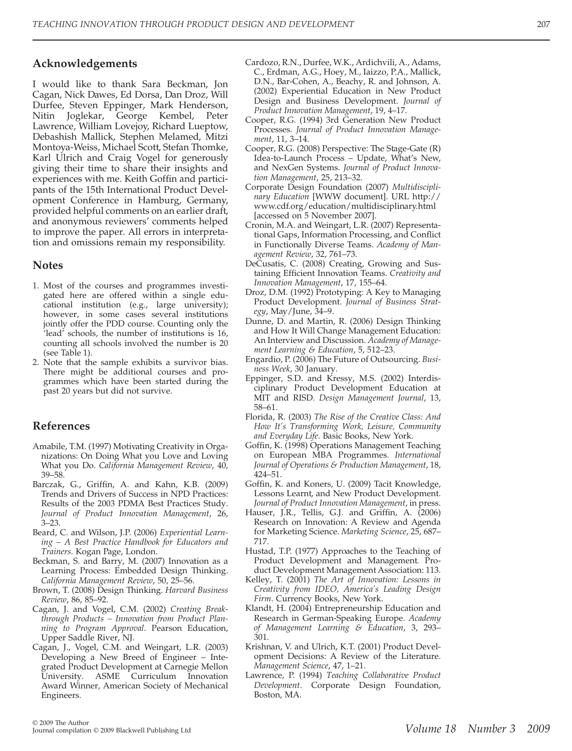## Acknowledgements

I would like to thank Sara Beckman, Jon Cagan, Nick Dawes, Ed Dorsa, Dan Droz, Will Durfee, Steven Eppinger, Mark Henderson, Nitin Joglekar, George Kembel, Peter Lawrence, William Lovejoy, Richard Lueptow, Debashish Mallick, Stephen Melamed, Mitzi Montoya-Weiss, Michael Scott, Stefan Thomke, Karl Ulrich and Craig Vogel for generously giving their time to share their insights and experiences with me. Keith Goffin and participants of the 15th International Product Development Conference in Hamburg, Germany, provided helpful comments on an earlier draft, and anonymous reviewers' comments helped to improve the paper. All errors in interpretation and omissions remain my responsibility.

## Notes

1. Most of the courses and programmes investigated here are offered within a single educational institution (e.g., large university); however, in some cases several institutions jointly offer the PDD course. Counting only the 'lead' schools, the number of institutions is 16, counting all schools involved the number is 20 (see Table 1).
2. Note that the sample exhibits a survivor bias. There might be additional courses and programmes which have been started during the past 20 years but did not survive.

## References

Amabile, T.M. (1997) Motivating Creativity in Organizations: On Doing What you Love and Loving What you Do. *California Management Review*, 40, 39–58.

Barczak, G., Griffin, A. and Kahn, K.B. (2009) Trends and Drivers of Success in NPD Practices: Results of the 2003 PDMA Best Practices Study. *Journal of Product Innovation Management*, 26, 3–23.

Beard, C. and Wilson, J.P. (2006) *Experiential Learning – A Best Practice Handbook for Educators and Trainers*. Kogan Page, London.

Beckman, S. and Barry, M. (2007) Innovation as a Learning Process: Embedded Design Thinking. *California Management Review*, 50, 25–56.

Brown, T. (2008) Design Thinking. *Harvard Business Review*, 86, 85–92.

Cagan, J. and Vogel, C.M. (2002) *Creating Breakthrough Products – Innovation from Product Planning to Program Approval*. Pearson Education, Upper Saddle River, NJ.

Cagan, J., Vogel, C.M. and Weingart, L.R. (2003) Developing a New Breed of Engineer – Integrated Product Development at Carnegie Mellon University. ASME Curriculum Innovation Award Winner, American Society of Mechanical Engineers.

Cardozo, R.N., Durfee, W.K., Ardichvili, A., Adams, C., Erdman, A.G., Hoey, M., Iaizzo, P.A., Mallick, D.N., Bar-Cohen, A., Beachy, R. and Johnson, A. (2002) Experiential Education in New Product Design and Business Development. *Journal of Product Innovation Management*, 19, 4–17.

Cooper, R.G. (1994) 3rd Generation New Product Processes. *Journal of Product Innovation Management*, 11, 3–14.

Cooper, R.G. (2008) Perspective: The Stage-Gate (R) Idea-to-Launch Process – Update, What's New, and NexGen Systems. *Journal of Product Innovation Management*, 25, 213–32.

Corporate Design Foundation (2007) *Multidisciplinary Education* [WWW document]. URL http://www.cdf.org/education/multidisciplinary.html [accessed on 5 November 2007].

Cronin, M.A. and Weingart, L.R. (2007) Representational Gaps, Information Processing, and Conflict in Functionally Diverse Teams. *Academy of Management Review*, 32, 761–73.

DeCusatis, C. (2008) Creating, Growing and Sustaining Efficient Innovation Teams. *Creativity and Innovation Management*, 17, 155–64.

Droz, D.M. (1992) Prototyping: A Key to Managing Product Development. *Journal of Business Strategy*, May/June, 34–9.

Dunne, D. and Martin, R. (2006) Design Thinking and How It Will Change Management Education: An Interview and Discussion. *Academy of Management Learning & Education*, 5, 512–23.

Engardio, P. (2006) The Future of Outsourcing. *Business Week*, 30 January.

Eppinger, S.D. and Kressy, M.S. (2002) Interdisciplinary Product Development Education at MIT and RISD. *Design Management Journal*, 13, 58–61.

Florida, R. (2003) *The Rise of the Creative Class: And How It's Transforming Work, Leisure, Community and Everyday Life*. Basic Books, New York.

Goffin, K. (1998) Operations Management Teaching on European MBA Programmes. *International Journal of Operations & Production Management*, 18, 424–51.

Goffin, K. and Koners, U. (2009) Tacit Knowledge, Lessons Learnt, and New Product Development. *Journal of Product Innovation Management*, in press.

Hauser, J.R., Tellis, G.J. and Griffin, A. (2006) Research on Innovation: A Review and Agenda for Marketing Science. *Marketing Science*, 25, 687–717.

Hustad, T.P. (1977) Approaches to the Teaching of Product Development and Management. Product Development Management Association: 113.

Kelley, T. (2001) *The Art of Innovation: Lessons in Creativity from IDEO, America's Leading Design Firm*. Currency Books, New York.

Klandt, H. (2004) Entrepreneurship Education and Research in German-Speaking Europe. *Academy of Management Learning & Education*, 3, 293–301.

Krishnan, V. and Ulrich, K.T. (2001) Product Development Decisions: A Review of the Literature. *Management Science*, 47, 1–21.

Lawrence, P. (1994) *Teaching Collaborative Product Development*. Corporate Design Foundation, Boston, MA.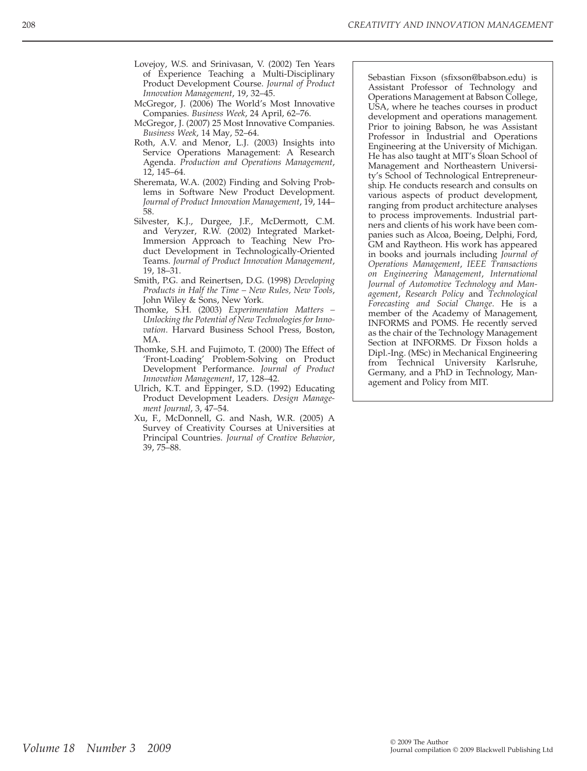Lovejoy, W.S. and Srinivasan, V. (2002) Ten Years of Experience Teaching a Multi-Disciplinary Product Development Course. *Journal of Product Innovation Management*, 19, 32–45.

McGregor, J. (2006) The World's Most Innovative Companies. *Business Week*, 24 April, 62–76.

McGregor, J. (2007) 25 Most Innovative Companies. *Business Week*, 14 May, 52–64.

Roth, A.V. and Menor, L.J. (2003) Insights into Service Operations Management: A Research Agenda. *Production and Operations Management*, 12, 145–64.

Sheremata, W.A. (2002) Finding and Solving Problems in Software New Product Development. *Journal of Product Innovation Management*, 19, 144–58.

Silvester, K.J., Durgee, J.F., McDermott, C.M. and Veryzer, R.W. (2002) Integrated Market-Immersion Approach to Teaching New Product Development in Technologically-Oriented Teams. *Journal of Product Innovation Management*, 19, 18–31.

Smith, P.G. and Reinertsen, D.G. (1998) *Developing Products in Half the Time – New Rules, New Tools*, John Wiley & Sons, New York.

Thomke, S.H. (2003) *Experimentation Matters – Unlocking the Potential of New Technologies for Innovation*. Harvard Business School Press, Boston, MA.

Thomke, S.H. and Fujimoto, T. (2000) The Effect of 'Front-Loading' Problem-Solving on Product Development Performance. *Journal of Product Innovation Management*, 17, 128–42.

Ulrich, K.T. and Eppinger, S.D. (1992) Educating Product Development Leaders. *Design Management Journal*, 3, 47–54.

Xu, F., McDonnell, G. and Nash, W.R. (2005) A Survey of Creativity Courses at Universities at Principal Countries. *Journal of Creative Behavior*, 39, 75–88.

Sebastian Fixson (sfixson@babson.edu) is Assistant Professor of Technology and Operations Management at Babson College, USA, where he teaches courses in product development and operations management. Prior to joining Babson, he was Assistant Professor in Industrial and Operations Engineering at the University of Michigan. He has also taught at MIT's Sloan School of Management and Northeastern University's School of Technological Entrepreneurship. He conducts research and consults on various aspects of product development, ranging from product architecture analyses to process improvements. Industrial partners and clients of his work have been companies such as Alcoa, Boeing, Delphi, Ford, GM and Raytheon. His work has appeared in books and journals including *Journal of Operations Management*, *IEEE Transactions on Engineering Management*, *International Journal of Automotive Technology and Management*, *Research Policy* and *Technological Forecasting and Social Change*. He is a member of the Academy of Management, INFORMS and POMS. He recently served as the chair of the Technology Management Section at INFORMS. Dr Fixson holds a Dipl.-Ing. (MSc) in Mechanical Engineering from Technical University Karlsruhe, Germany, and a PhD in Technology, Management and Policy from MIT.

© 2009 The Author
Journal compilation © 2009 Blackwell Publishing Ltd